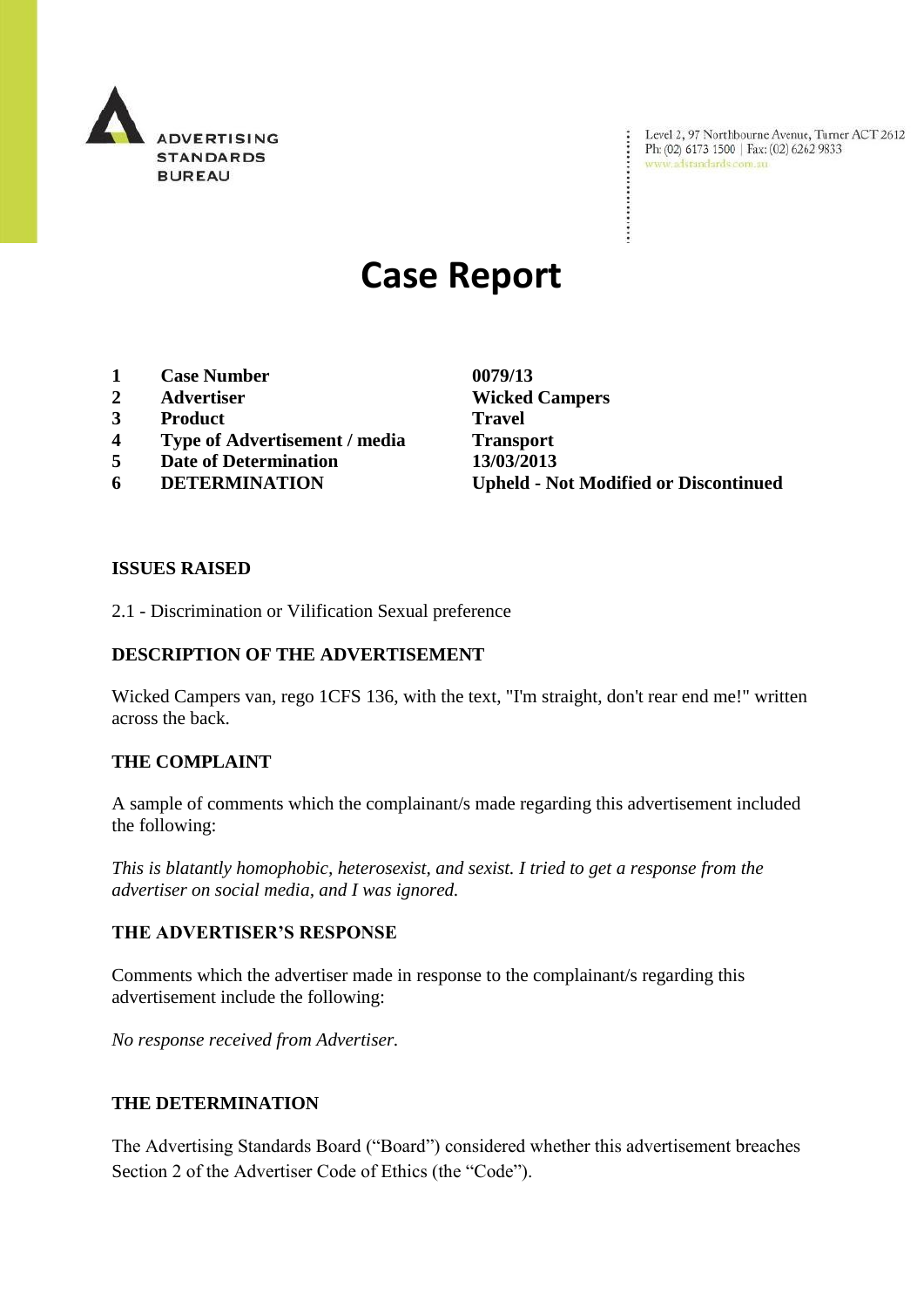ADVERTISING STANDARDS BUREAU

Level 2, 97 Northbourne Avenue, Turner ACT 2612
Ph: (02) 6173 1500 | Fax: (02) 6262 9833
www.adstandards.com.au

# Case Report

| | | |
|---|---|---|
| **1** | **Case Number** | **0079/13** |
| **2** | **Advertiser** | **Wicked Campers** |
| **3** | **Product** | **Travel** |
| **4** | **Type of Advertisement / media** | **Transport** |
| **5** | **Date of Determination** | **13/03/2013** |
| **6** | **DETERMINATION** | **Upheld - Not Modified or Discontinued** |

## ISSUES RAISED

2.1 - Discrimination or Vilification Sexual preference

## DESCRIPTION OF THE ADVERTISEMENT

Wicked Campers van, rego 1CFS 136, with the text, "I'm straight, don't rear end me!" written across the back.

## THE COMPLAINT

A sample of comments which the complainant/s made regarding this advertisement included the following:

*This is blatantly homophobic, heterosexist, and sexist. I tried to get a response from the advertiser on social media, and I was ignored.*

## THE ADVERTISER'S RESPONSE

Comments which the advertiser made in response to the complainant/s regarding this advertisement include the following:

*No response received from Advertiser.*

## THE DETERMINATION

The Advertising Standards Board ("Board") considered whether this advertisement breaches Section 2 of the Advertiser Code of Ethics (the "Code").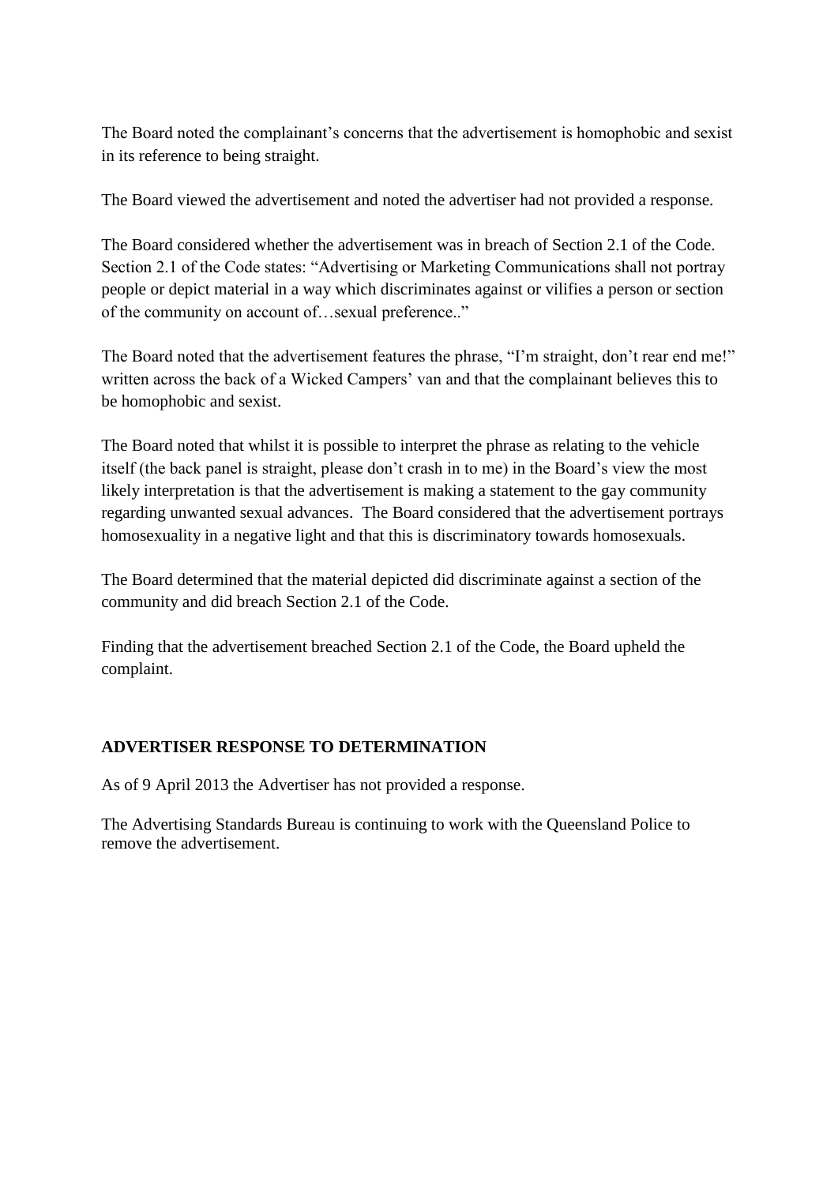The Board noted the complainant's concerns that the advertisement is homophobic and sexist in its reference to being straight.

The Board viewed the advertisement and noted the advertiser had not provided a response.

The Board considered whether the advertisement was in breach of Section 2.1 of the Code. Section 2.1 of the Code states: "Advertising or Marketing Communications shall not portray people or depict material in a way which discriminates against or vilifies a person or section of the community on account of…sexual preference.."

The Board noted that the advertisement features the phrase, "I'm straight, don't rear end me!" written across the back of a Wicked Campers' van and that the complainant believes this to be homophobic and sexist.

The Board noted that whilst it is possible to interpret the phrase as relating to the vehicle itself (the back panel is straight, please don't crash in to me) in the Board's view the most likely interpretation is that the advertisement is making a statement to the gay community regarding unwanted sexual advances. The Board considered that the advertisement portrays homosexuality in a negative light and that this is discriminatory towards homosexuals.

The Board determined that the material depicted did discriminate against a section of the community and did breach Section 2.1 of the Code.

Finding that the advertisement breached Section 2.1 of the Code, the Board upheld the complaint.

**ADVERTISER RESPONSE TO DETERMINATION**

As of 9 April 2013 the Advertiser has not provided a response.

The Advertising Standards Bureau is continuing to work with the Queensland Police to remove the advertisement.